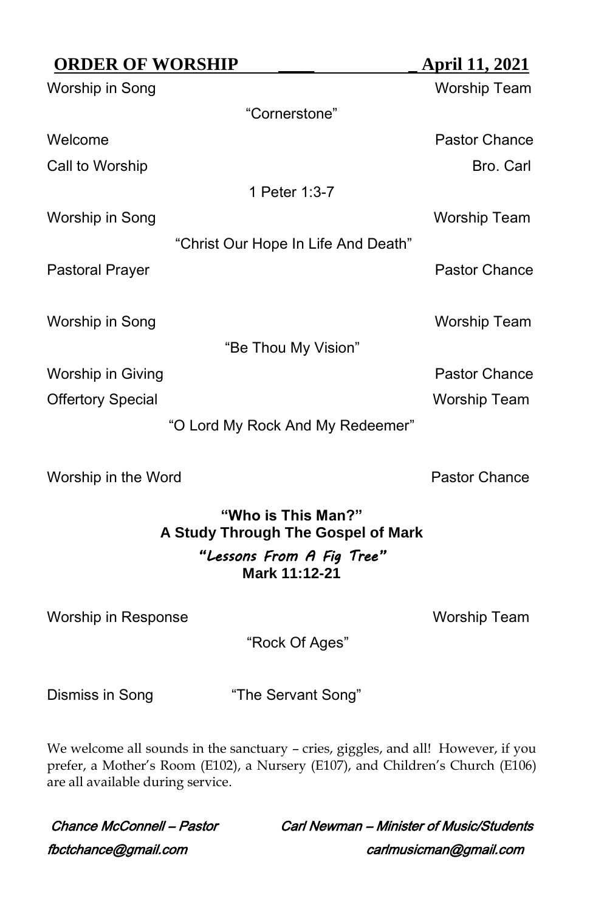## ORDER OF WORSHIP April 11, 2021

| | | |
|---|---|---|
| Worship in Song | | Worship Team |
| | "Cornerstone" | |
| Welcome | | Pastor Chance |
| Call to Worship | | Bro. Carl |
| | 1 Peter 1:3-7 | |
| Worship in Song | | Worship Team |
| | "Christ Our Hope In Life And Death" | |
| Pastoral Prayer | | Pastor Chance |
| Worship in Song | | Worship Team |
| | "Be Thou My Vision" | |
| Worship in Giving | | Pastor Chance |
| Offertory Special | | Worship Team |
| | "O Lord My Rock And My Redeemer" | |
| Worship in the Word | | Pastor Chance |

**"Who is This Man?"**
**A Study Through The Gospel of Mark**

***"Lessons From A Fig Tree"***
**Mark 11:12-21**

| | | |
|---|---|---|
| Worship in Response | | Worship Team |
| | "Rock Of Ages" | |
| Dismiss in Song | "The Servant Song" | |

We welcome all sounds in the sanctuary – cries, giggles, and all! However, if you prefer, a Mother's Room (E102), a Nursery (E107), and Children's Church (E106) are all available during service.

*Chance McConnell – Pastor*
*fbctchance@gmail.com*

*Carl Newman – Minister of Music/Students*
*carlmusicman@gmail.com*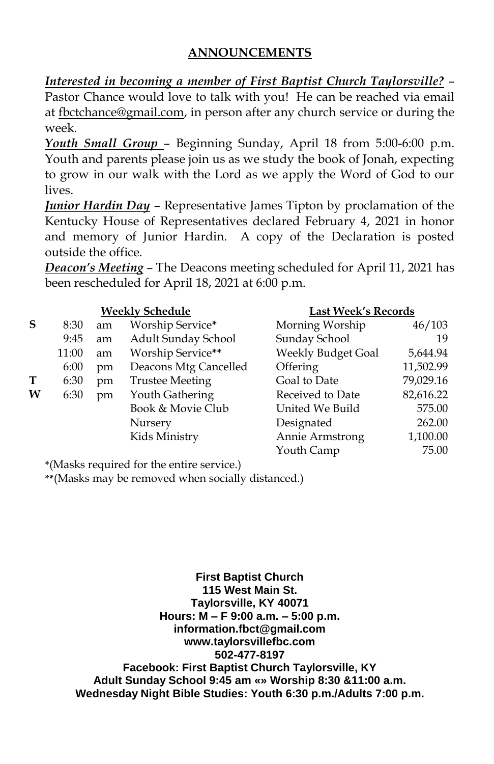## ANNOUNCEMENTS

***Interested in becoming a member of First Baptist Church Taylorsville?*** – Pastor Chance would love to talk with you! He can be reached via email at fbctchance@gmail.com, in person after any church service or during the week.

***Youth Small Group*** – Beginning Sunday, April 18 from 5:00-6:00 p.m. Youth and parents please join us as we study the book of Jonah, expecting to grow in our walk with the Lord as we apply the Word of God to our lives.

***Junior Hardin Day*** – Representative James Tipton by proclamation of the Kentucky House of Representatives declared February 4, 2021 in honor and memory of Junior Hardin. A copy of the Declaration is posted outside the office.

***Deacon's Meeting*** – The Deacons meeting scheduled for April 11, 2021 has been rescheduled for April 18, 2021 at 6:00 p.m.

| | Weekly Schedule | | | Last Week's Records | |
|---|---|---|---|---|---|
| S | 8:30 | am | Worship Service* | Morning Worship | 46/103 |
| | 9:45 | am | Adult Sunday School | Sunday School | 19 |
| | 11:00 | am | Worship Service** | Weekly Budget Goal | 5,644.94 |
| | 6:00 | pm | Deacons Mtg Cancelled | Offering | 11,502.99 |
| T | 6:30 | pm | Trustee Meeting | Goal to Date | 79,029.16 |
| W | 6:30 | pm | Youth Gathering | Received to Date | 82,616.22 |
| | | | Book & Movie Club | United We Build | 575.00 |
| | | | Nursery | Designated | 262.00 |
| | | | Kids Ministry | Annie Armstrong | 1,100.00 |
| | | | | Youth Camp | 75.00 |

*(Masks required for the entire service.)

**(Masks may be removed when socially distanced.)

**First Baptist Church**
**115 West Main St.**
**Taylorsville, KY 40071**
**Hours: M – F 9:00 a.m. – 5:00 p.m.**
**information.fbct@gmail.com**
**www.taylorsvillefbc.com**
**502-477-8197**
**Facebook: First Baptist Church Taylorsville, KY**
**Adult Sunday School 9:45 am «» Worship 8:30 &11:00 a.m.**
**Wednesday Night Bible Studies: Youth 6:30 p.m./Adults 7:00 p.m.**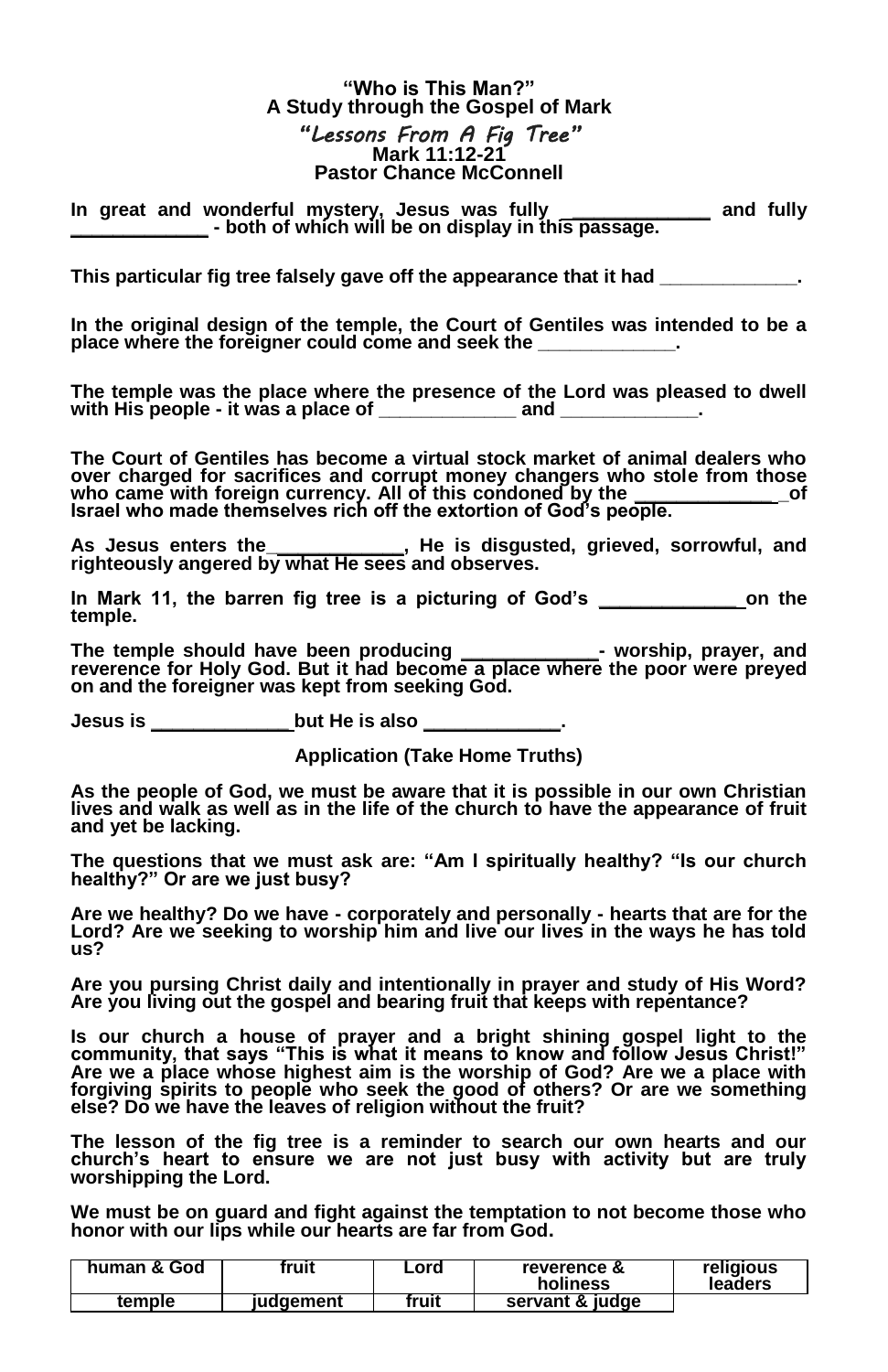**“Who is This Man?”**
**A Study through the Gospel of Mark**
***“Lessons From A Fig Tree”***
**Mark 11:12-21**
**Pastor Chance McConnell**

**In great and wonderful mystery, Jesus was fully _____________ and fully _____________ - both of which will be on display in this passage.**

**This particular fig tree falsely gave off the appearance that it had _____________.**

**In the original design of the temple, the Court of Gentiles was intended to be a place where the foreigner could come and seek the _____________.**

**The temple was the place where the presence of the Lord was pleased to dwell with His people - it was a place of _____________ and _____________.**

**The Court of Gentiles has become a virtual stock market of animal dealers who over charged for sacrifices and corrupt money changers who stole from those who came with foreign currency. All of this condoned by the _____________ of Israel who made themselves rich off the extortion of God’s people.**

**As Jesus enters the _____________, He is disgusted, grieved, sorrowful, and righteously angered by what He sees and observes.**

**In Mark 11, the barren fig tree is a picturing of God’s _____________ on the temple.**

**The temple should have been producing _____________ - worship, prayer, and reverence for Holy God. But it had become a place where the poor were preyed on and the foreigner was kept from seeking God.**

**Jesus is _____________ but He is also _____________.**

**Application (Take Home Truths)**

**As the people of God, we must be aware that it is possible in our own Christian lives and walk as well as in the life of the church to have the appearance of fruit and yet be lacking.**

**The questions that we must ask are: “Am I spiritually healthy? “Is our church healthy?” Or are we just busy?**

**Are we healthy? Do we have - corporately and personally - hearts that are for the Lord? Are we seeking to worship him and live our lives in the ways he has told us?**

**Are you pursing Christ daily and intentionally in prayer and study of His Word? Are you living out the gospel and bearing fruit that keeps with repentance?**

**Is our church a house of prayer and a bright shining gospel light to the community, that says “This is what it means to know and follow Jesus Christ!” Are we a place whose highest aim is the worship of God? Are we a place with forgiving spirits to people who seek the good of others? Or are we something else? Do we have the leaves of religion without the fruit?**

**The lesson of the fig tree is a reminder to search our own hearts and our church’s heart to ensure we are not just busy with activity but are truly worshipping the Lord.**

**We must be on guard and fight against the temptation to not become those who honor with our lips while our hearts are far from God.**

| human & God | fruit | Lord | reverence & holiness | religious leaders |
|---|---|---|---|---|
| temple | judgement | fruit | servant & judge | |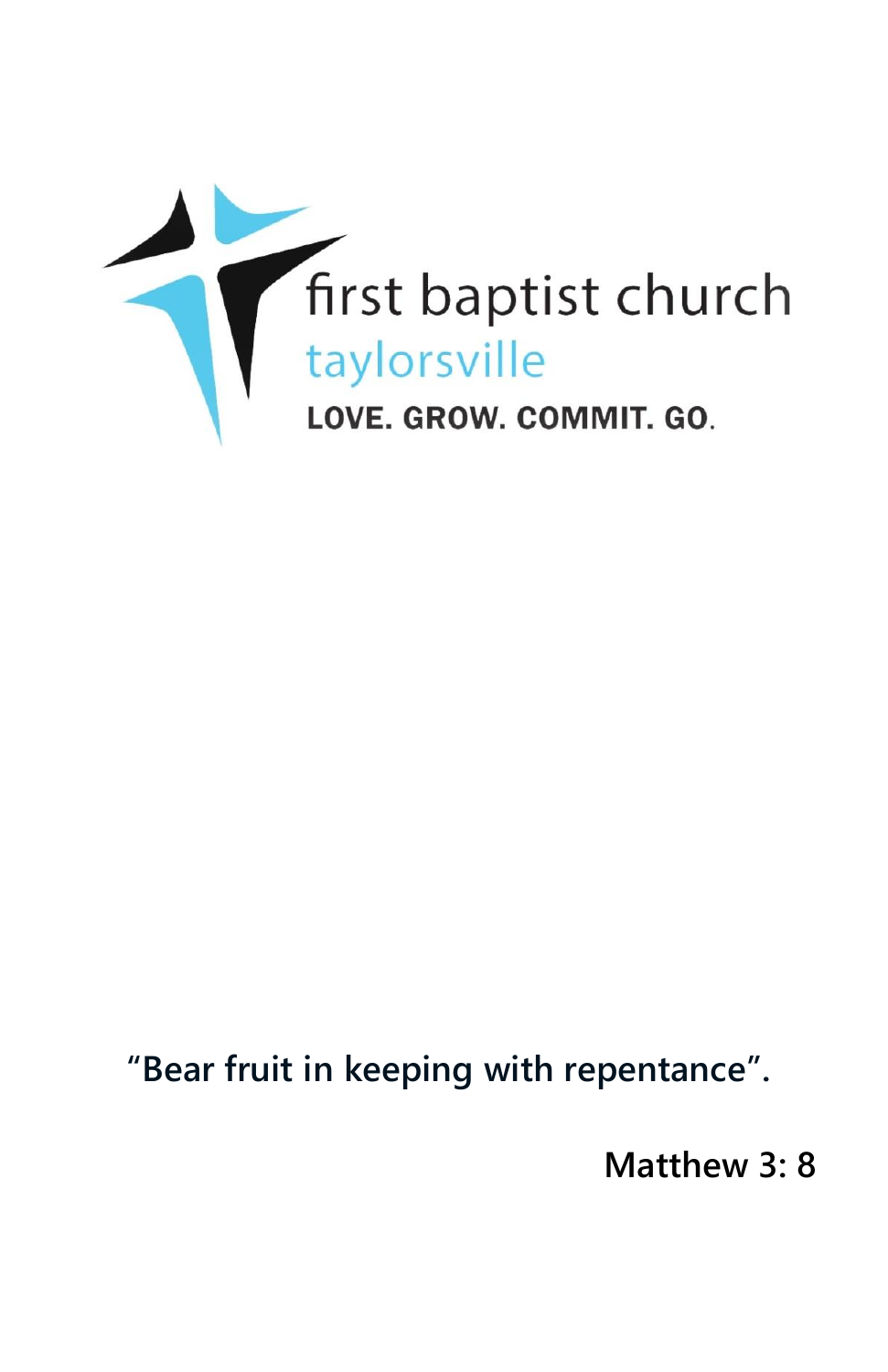first baptist church

taylorsville

LOVE. GROW. COMMIT. GO.

**“Bear fruit in keeping with repentance”.**

**Matthew 3: 8**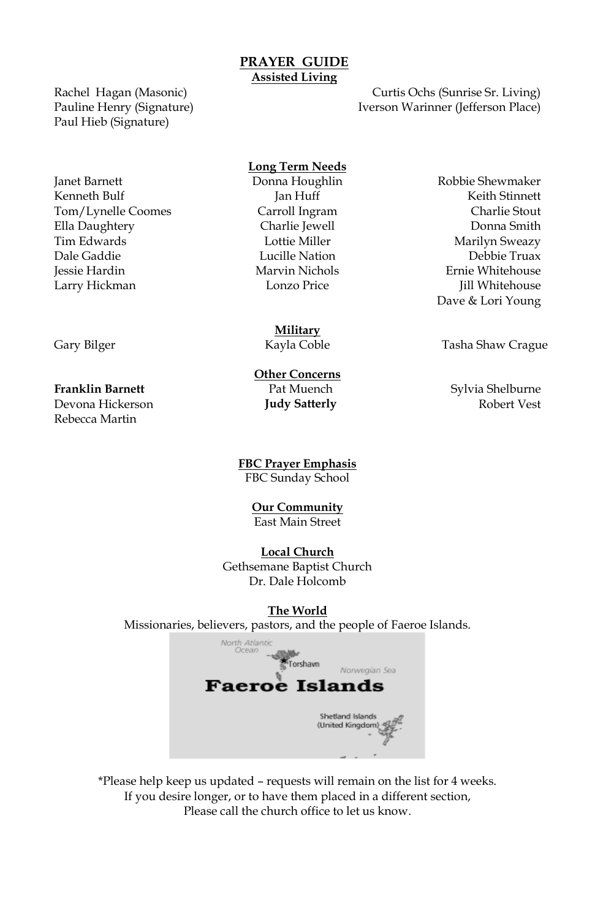# PRAYER GUIDE

## Assisted Living

Rachel Hagan (Masonic)
Pauline Henry (Signature)
Paul Hieb (Signature)
Curtis Ochs (Sunrise Sr. Living)
Iverson Warinner (Jefferson Place)

## Long Term Needs

Janet Barnett
Kenneth Bulf
Tom/Lynelle Coomes
Ella Daughtery
Tim Edwards
Dale Gaddie
Jessie Hardin
Larry Hickman
Donna Houghlin
Jan Huff
Carroll Ingram
Charlie Jewell
Lottie Miller
Lucille Nation
Marvin Nichols
Lonzo Price
Robbie Shewmaker
Keith Stinnett
Charlie Stout
Donna Smith
Marilyn Sweazy
Debbie Truax
Ernie Whitehouse
Jill Whitehouse
Dave & Lori Young

## Military

Gary Bilger
Kayla Coble
Tasha Shaw Crague

## Other Concerns

**Franklin Barnett**
Devona Hickerson
Rebecca Martin
Pat Muench
**Judy Satterly**
Sylvia Shelburne
Robert Vest

## FBC Prayer Emphasis

FBC Sunday School

## Our Community

East Main Street

## Local Church

Gethsemane Baptist Church
Dr. Dale Holcomb

## The World

Missionaries, believers, pastors, and the people of Faeroe Islands.

\*Please help keep us updated – requests will remain on the list for 4 weeks.
If you desire longer, or to have them placed in a different section,
Please call the church office to let us know.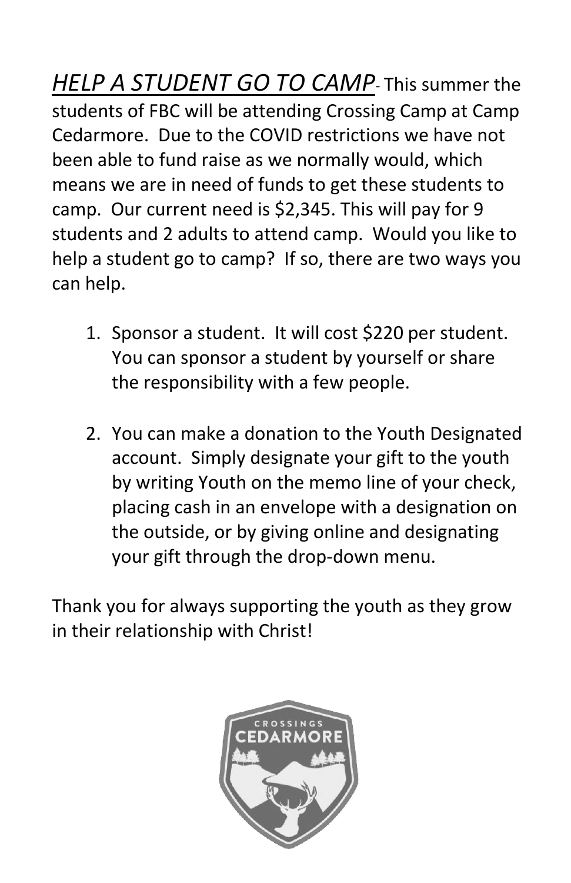*HELP A STUDENT GO TO CAMP*- This summer the students of FBC will be attending Crossing Camp at Camp Cedarmore. Due to the COVID restrictions we have not been able to fund raise as we normally would, which means we are in need of funds to get these students to camp. Our current need is $2,345. This will pay for 9 students and 2 adults to attend camp. Would you like to help a student go to camp? If so, there are two ways you can help.

1. Sponsor a student. It will cost $220 per student. You can sponsor a student by yourself or share the responsibility with a few people.

2. You can make a donation to the Youth Designated account. Simply designate your gift to the youth by writing Youth on the memo line of your check, placing cash in an envelope with a designation on the outside, or by giving online and designating your gift through the drop-down menu.

Thank you for always supporting the youth as they grow in their relationship with Christ!

CROSSINGS
CEDARMORE